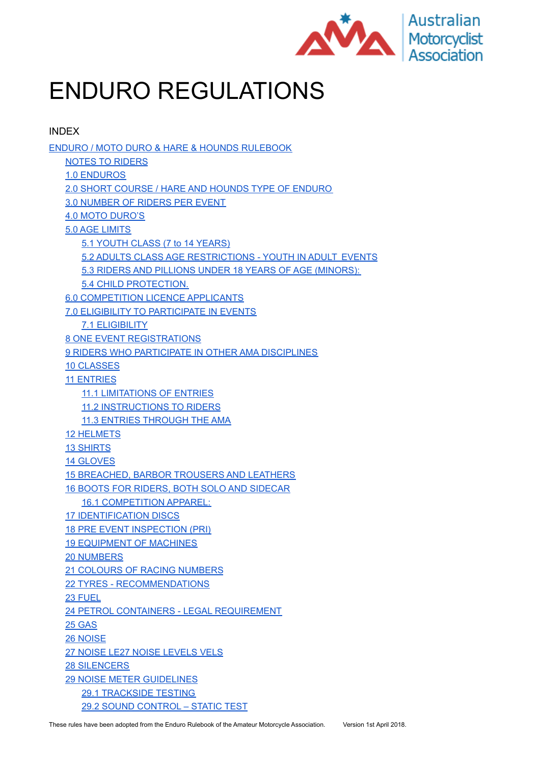Australian Motorcyclist Association

# ENDURO REGULATIONS

INDEX

- ENDURO / MOTO DURO & HARE & HOUNDS RULEBOOK
  - NOTES TO RIDERS
  - 1.0 ENDUROS
  - 2.0 SHORT COURSE / HARE AND HOUNDS TYPE OF ENDURO
  - 3.0 NUMBER OF RIDERS PER EVENT
  - 4.0 MOTO DURO'S
  - 5.0 AGE LIMITS
    - 5.1 YOUTH CLASS (7 to 14 YEARS)
    - 5.2 ADULTS CLASS AGE RESTRICTIONS - YOUTH IN ADULT EVENTS
    - 5.3 RIDERS AND PILLIONS UNDER 18 YEARS OF AGE (MINORS):
    - 5.4 CHILD PROTECTION.
  - 6.0 COMPETITION LICENCE APPLICANTS
  - 7.0 ELIGIBILITY TO PARTICIPATE IN EVENTS
    - 7.1 ELIGIBILITY
  - 8 ONE EVENT REGISTRATIONS
  - 9 RIDERS WHO PARTICIPATE IN OTHER AMA DISCIPLINES
  - 10 CLASSES
  - 11 ENTRIES
    - 11.1 LIMITATIONS OF ENTRIES
    - 11.2 INSTRUCTIONS TO RIDERS
    - 11.3 ENTRIES THROUGH THE AMA
  - 12 HELMETS
  - 13 SHIRTS
  - 14 GLOVES
  - 15 BREACHED, BARBOR TROUSERS AND LEATHERS
  - 16 BOOTS FOR RIDERS, BOTH SOLO AND SIDECAR
    - 16.1 COMPETITION APPAREL:
  - 17 IDENTIFICATION DISCS
  - 18 PRE EVENT INSPECTION (PRI)
  - 19 EQUIPMENT OF MACHINES
  - 20 NUMBERS
  - 21 COLOURS OF RACING NUMBERS
  - 22 TYRES - RECOMMENDATIONS
  - 23 FUEL
  - 24 PETROL CONTAINERS - LEGAL REQUIREMENT
  - 25 GAS
  - 26 NOISE
  - 27 NOISE LE27 NOISE LEVELS VELS
  - 28 SILENCERS
  - 29 NOISE METER GUIDELINES
    - 29.1 TRACKSIDE TESTING
    - 29.2 SOUND CONTROL – STATIC TEST

These rules have been adopted from the Enduro Rulebook of the Amateur Motorcycle Association. Version 1st April 2018.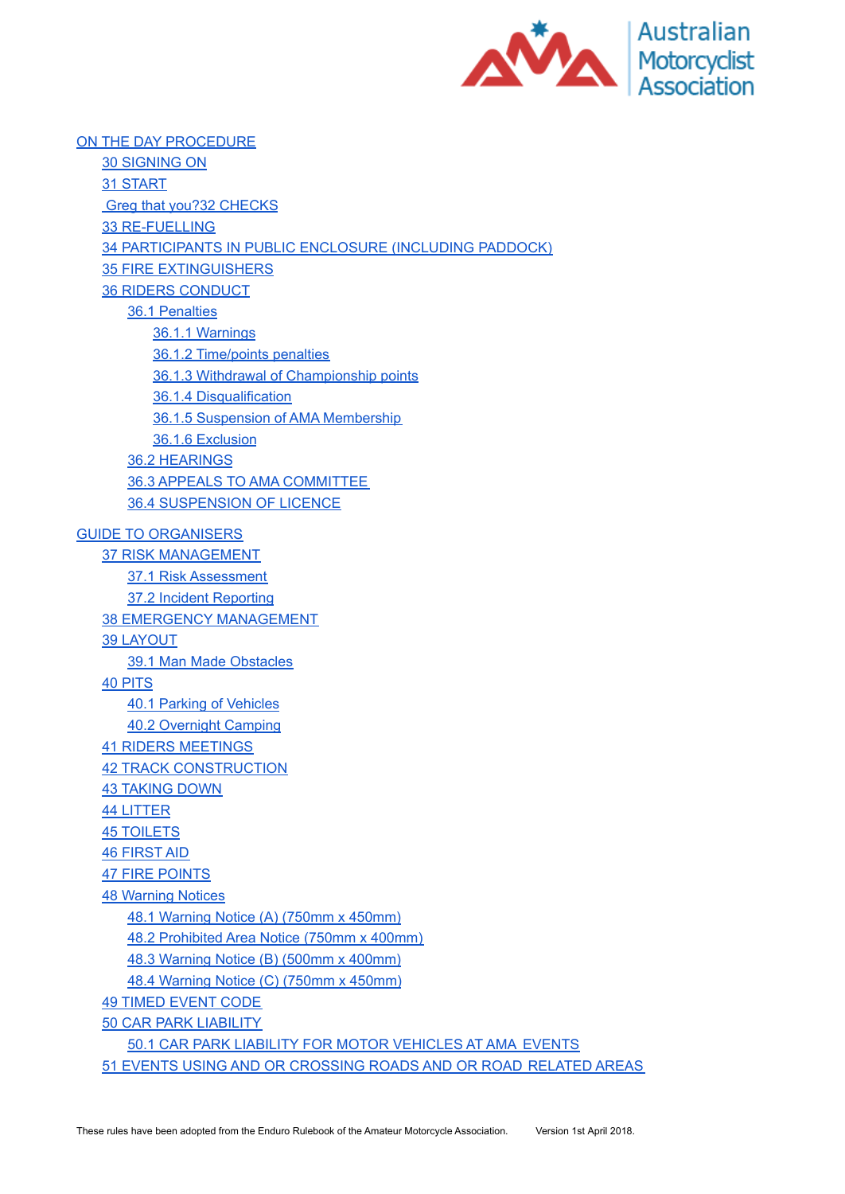ON THE DAY PROCEDURE

- 30 SIGNING ON
- 31 START
- Greg that you?32 CHECKS
- 33 RE-FUELLING
- 34 PARTICIPANTS IN PUBLIC ENCLOSURE (INCLUDING PADDOCK)
- 35 FIRE EXTINGUISHERS
- 36 RIDERS CONDUCT
  - 36.1 Penalties
    - 36.1.1 Warnings
    - 36.1.2 Time/points penalties
    - 36.1.3 Withdrawal of Championship points
    - 36.1.4 Disqualification
    - 36.1.5 Suspension of AMA Membership
    - 36.1.6 Exclusion
  - 36.2 HEARINGS
  - 36.3 APPEALS TO AMA COMMITTEE
  - 36.4 SUSPENSION OF LICENCE

GUIDE TO ORGANISERS

- 37 RISK MANAGEMENT
  - 37.1 Risk Assessment
  - 37.2 Incident Reporting
- 38 EMERGENCY MANAGEMENT
- 39 LAYOUT
  - 39.1 Man Made Obstacles
- 40 PITS
  - 40.1 Parking of Vehicles
  - 40.2 Overnight Camping
- 41 RIDERS MEETINGS
- 42 TRACK CONSTRUCTION
- 43 TAKING DOWN
- 44 LITTER
- 45 TOILETS
- 46 FIRST AID
- 47 FIRE POINTS
- 48 Warning Notices
  - 48.1 Warning Notice (A) (750mm x 450mm)
  - 48.2 Prohibited Area Notice (750mm x 400mm)
  - 48.3 Warning Notice (B) (500mm x 400mm)
  - 48.4 Warning Notice (C) (750mm x 450mm)
- 49 TIMED EVENT CODE
- 50 CAR PARK LIABILITY
  - 50.1 CAR PARK LIABILITY FOR MOTOR VEHICLES AT AMA EVENTS
- 51 EVENTS USING AND OR CROSSING ROADS AND OR ROAD RELATED AREAS

These rules have been adopted from the Enduro Rulebook of the Amateur Motorcycle Association. Version 1st April 2018.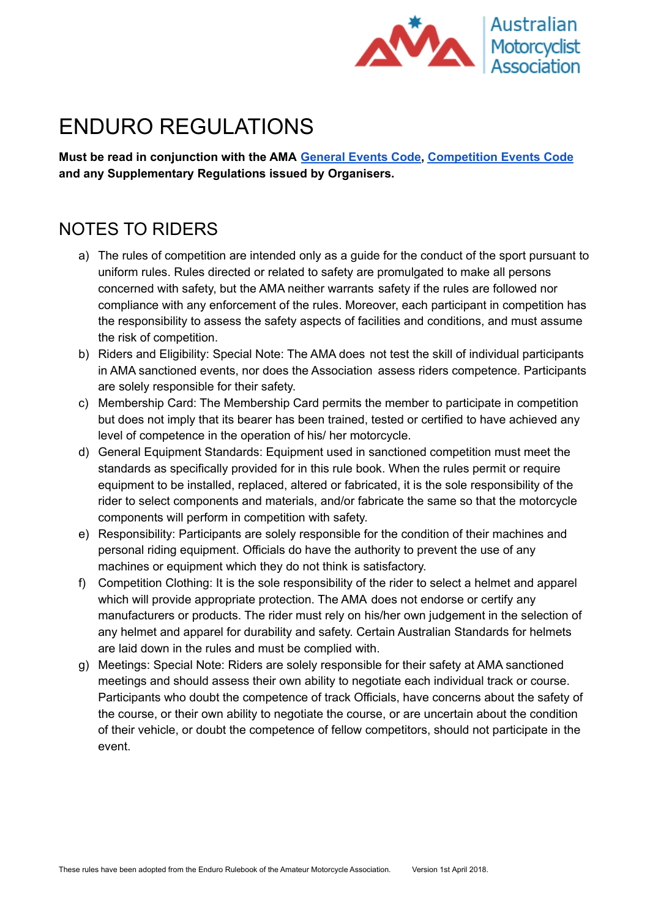# ENDURO REGULATIONS

**Must be read in conjunction with the AMA General Events Code, Competition Events Code and any Supplementary Regulations issued by Organisers.**

## NOTES TO RIDERS

a) The rules of competition are intended only as a guide for the conduct of the sport pursuant to uniform rules. Rules directed or related to safety are promulgated to make all persons concerned with safety, but the AMA neither warrants safety if the rules are followed nor compliance with any enforcement of the rules. Moreover, each participant in competition has the responsibility to assess the safety aspects of facilities and conditions, and must assume the risk of competition.

b) Riders and Eligibility: Special Note: The AMA does not test the skill of individual participants in AMA sanctioned events, nor does the Association assess riders competence. Participants are solely responsible for their safety.

c) Membership Card: The Membership Card permits the member to participate in competition but does not imply that its bearer has been trained, tested or certified to have achieved any level of competence in the operation of his/ her motorcycle.

d) General Equipment Standards: Equipment used in sanctioned competition must meet the standards as specifically provided for in this rule book. When the rules permit or require equipment to be installed, replaced, altered or fabricated, it is the sole responsibility of the rider to select components and materials, and/or fabricate the same so that the motorcycle components will perform in competition with safety.

e) Responsibility: Participants are solely responsible for the condition of their machines and personal riding equipment. Officials do have the authority to prevent the use of any machines or equipment which they do not think is satisfactory.

f) Competition Clothing: It is the sole responsibility of the rider to select a helmet and apparel which will provide appropriate protection. The AMA does not endorse or certify any manufacturers or products. The rider must rely on his/her own judgement in the selection of any helmet and apparel for durability and safety. Certain Australian Standards for helmets are laid down in the rules and must be complied with.

g) Meetings: Special Note: Riders are solely responsible for their safety at AMA sanctioned meetings and should assess their own ability to negotiate each individual track or course. Participants who doubt the competence of track Officials, have concerns about the safety of the course, or their own ability to negotiate the course, or are uncertain about the condition of their vehicle, or doubt the competence of fellow competitors, should not participate in the event.

These rules have been adopted from the Enduro Rulebook of the Amateur Motorcycle Association. Version 1st April 2018.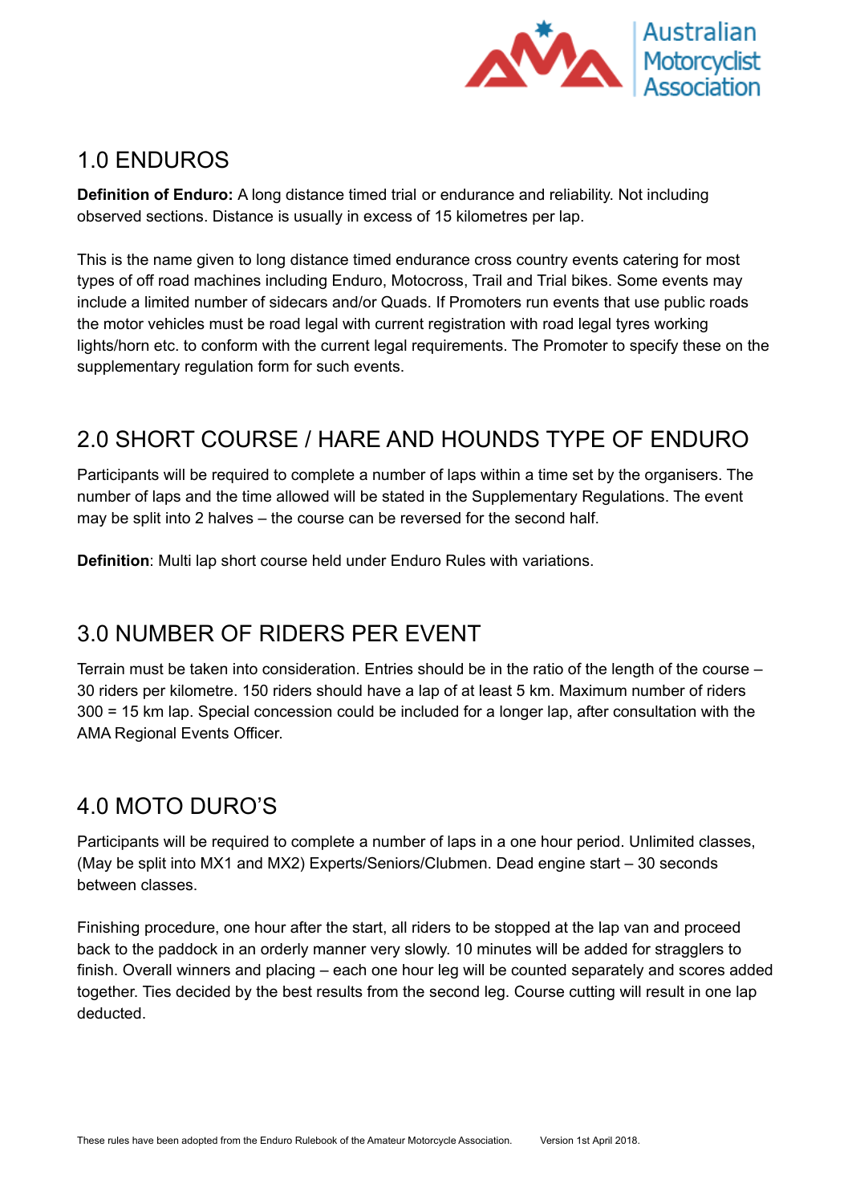## 1.0 ENDUROS

**Definition of Enduro:** A long distance timed trial or endurance and reliability. Not including observed sections. Distance is usually in excess of 15 kilometres per lap.

This is the name given to long distance timed endurance cross country events catering for most types of off road machines including Enduro, Motocross, Trail and Trial bikes. Some events may include a limited number of sidecars and/or Quads. If Promoters run events that use public roads the motor vehicles must be road legal with current registration with road legal tyres working lights/horn etc. to conform with the current legal requirements. The Promoter to specify these on the supplementary regulation form for such events.

## 2.0 SHORT COURSE / HARE AND HOUNDS TYPE OF ENDURO

Participants will be required to complete a number of laps within a time set by the organisers. The number of laps and the time allowed will be stated in the Supplementary Regulations. The event may be split into 2 halves – the course can be reversed for the second half.

**Definition**: Multi lap short course held under Enduro Rules with variations.

## 3.0 NUMBER OF RIDERS PER EVENT

Terrain must be taken into consideration. Entries should be in the ratio of the length of the course – 30 riders per kilometre. 150 riders should have a lap of at least 5 km. Maximum number of riders 300 = 15 km lap. Special concession could be included for a longer lap, after consultation with the AMA Regional Events Officer.

## 4.0 MOTO DURO'S

Participants will be required to complete a number of laps in a one hour period. Unlimited classes, (May be split into MX1 and MX2) Experts/Seniors/Clubmen. Dead engine start – 30 seconds between classes.

Finishing procedure, one hour after the start, all riders to be stopped at the lap van and proceed back to the paddock in an orderly manner very slowly. 10 minutes will be added for stragglers to finish. Overall winners and placing – each one hour leg will be counted separately and scores added together. Ties decided by the best results from the second leg. Course cutting will result in one lap deducted.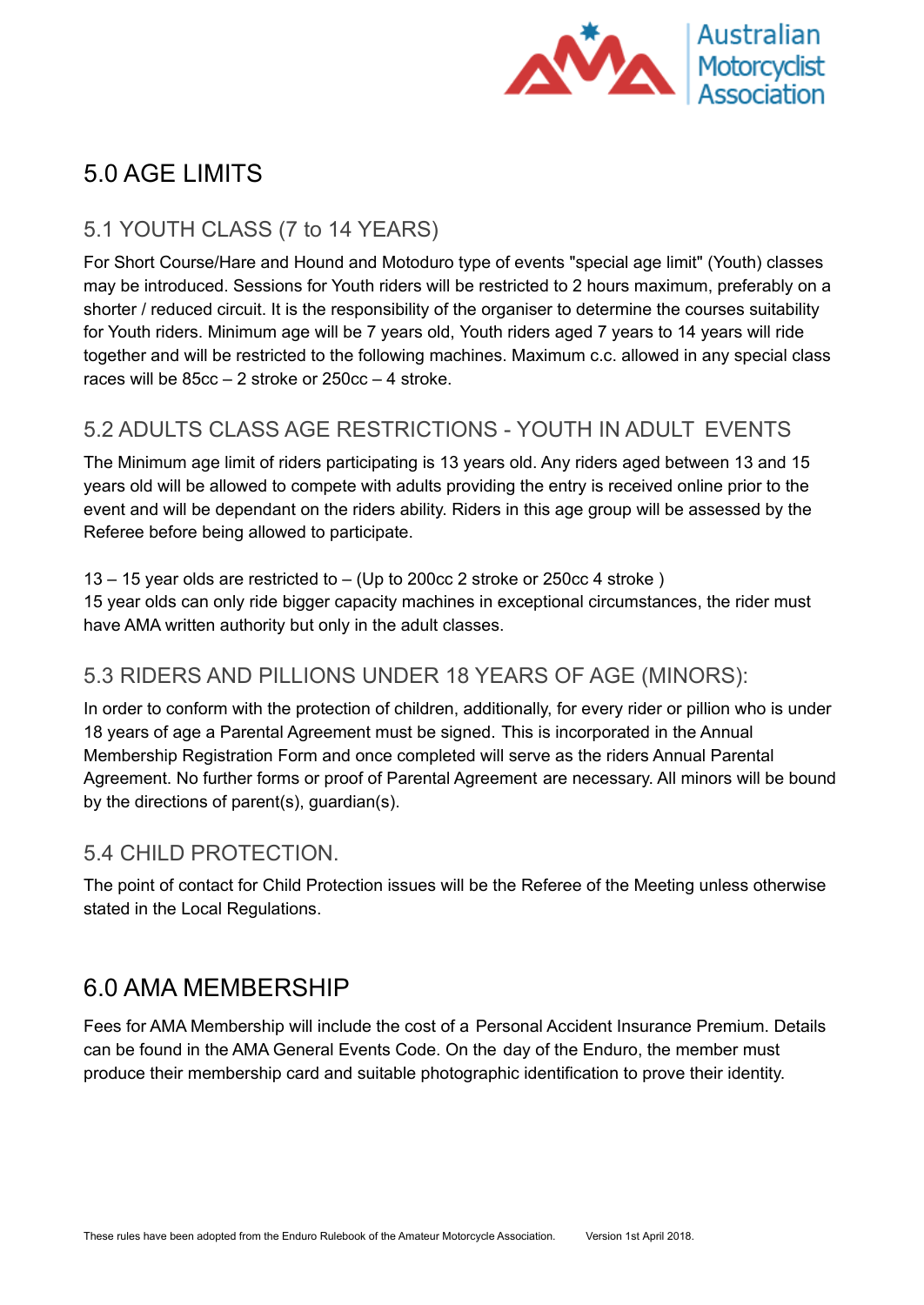# 5.0 AGE LIMITS

## 5.1 YOUTH CLASS (7 to 14 YEARS)

For Short Course/Hare and Hound and Motoduro type of events "special age limit" (Youth) classes may be introduced. Sessions for Youth riders will be restricted to 2 hours maximum, preferably on a shorter / reduced circuit. It is the responsibility of the organiser to determine the courses suitability for Youth riders. Minimum age will be 7 years old, Youth riders aged 7 years to 14 years will ride together and will be restricted to the following machines. Maximum c.c. allowed in any special class races will be 85cc – 2 stroke or 250cc – 4 stroke.

## 5.2 ADULTS CLASS AGE RESTRICTIONS - YOUTH IN ADULT EVENTS

The Minimum age limit of riders participating is 13 years old. Any riders aged between 13 and 15 years old will be allowed to compete with adults providing the entry is received online prior to the event and will be dependant on the riders ability. Riders in this age group will be assessed by the Referee before being allowed to participate.

13 – 15 year olds are restricted to – (Up to 200cc 2 stroke or 250cc 4 stroke )
15 year olds can only ride bigger capacity machines in exceptional circumstances, the rider must have AMA written authority but only in the adult classes.

## 5.3 RIDERS AND PILLIONS UNDER 18 YEARS OF AGE (MINORS):

In order to conform with the protection of children, additionally, for every rider or pillion who is under 18 years of age a Parental Agreement must be signed. This is incorporated in the Annual Membership Registration Form and once completed will serve as the riders Annual Parental Agreement. No further forms or proof of Parental Agreement are necessary. All minors will be bound by the directions of parent(s), guardian(s).

## 5.4 CHILD PROTECTION.

The point of contact for Child Protection issues will be the Referee of the Meeting unless otherwise stated in the Local Regulations.

# 6.0 AMA MEMBERSHIP

Fees for AMA Membership will include the cost of a Personal Accident Insurance Premium. Details can be found in the AMA General Events Code. On the day of the Enduro, the member must produce their membership card and suitable photographic identification to prove their identity.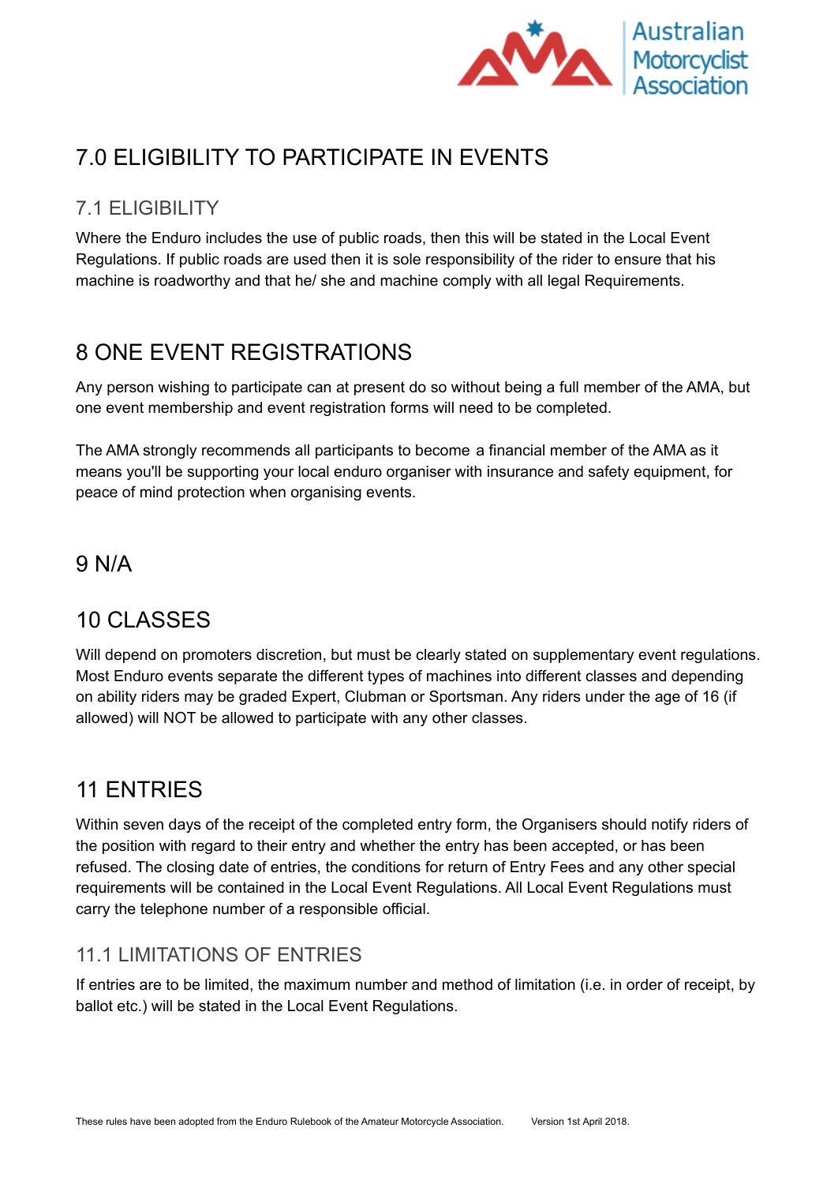# 7.0 ELIGIBILITY TO PARTICIPATE IN EVENTS

## 7.1 ELIGIBILITY

Where the Enduro includes the use of public roads, then this will be stated in the Local Event Regulations. If public roads are used then it is sole responsibility of the rider to ensure that his machine is roadworthy and that he/ she and machine comply with all legal Requirements.

# 8 ONE EVENT REGISTRATIONS

Any person wishing to participate can at present do so without being a full member of the AMA, but one event membership and event registration forms will need to be completed.

The AMA strongly recommends all participants to become a financial member of the AMA as it means you'll be supporting your local enduro organiser with insurance and safety equipment, for peace of mind protection when organising events.

# 9 N/A

# 10 CLASSES

Will depend on promoters discretion, but must be clearly stated on supplementary event regulations. Most Enduro events separate the different types of machines into different classes and depending on ability riders may be graded Expert, Clubman or Sportsman. Any riders under the age of 16 (if allowed) will NOT be allowed to participate with any other classes.

# 11 ENTRIES

Within seven days of the receipt of the completed entry form, the Organisers should notify riders of the position with regard to their entry and whether the entry has been accepted, or has been refused. The closing date of entries, the conditions for return of Entry Fees and any other special requirements will be contained in the Local Event Regulations. All Local Event Regulations must carry the telephone number of a responsible official.

## 11.1 LIMITATIONS OF ENTRIES

If entries are to be limited, the maximum number and method of limitation (i.e. in order of receipt, by ballot etc.) will be stated in the Local Event Regulations.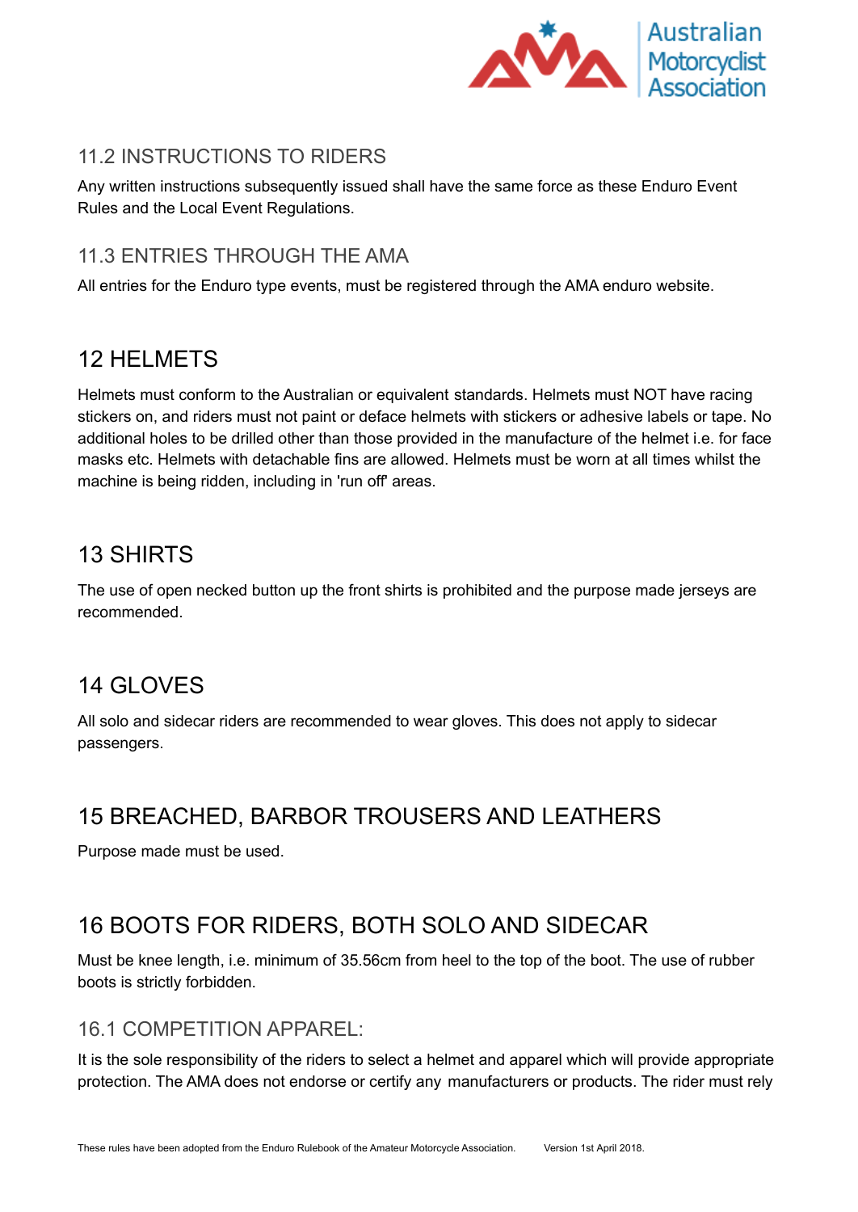### 11.2 INSTRUCTIONS TO RIDERS

Any written instructions subsequently issued shall have the same force as these Enduro Event Rules and the Local Event Regulations.

### 11.3 ENTRIES THROUGH THE AMA

All entries for the Enduro type events, must be registered through the AMA enduro website.

## 12 HELMETS

Helmets must conform to the Australian or equivalent standards. Helmets must NOT have racing stickers on, and riders must not paint or deface helmets with stickers or adhesive labels or tape. No additional holes to be drilled other than those provided in the manufacture of the helmet i.e. for face masks etc. Helmets with detachable fins are allowed. Helmets must be worn at all times whilst the machine is being ridden, including in 'run off' areas.

## 13 SHIRTS

The use of open necked button up the front shirts is prohibited and the purpose made jerseys are recommended.

## 14 GLOVES

All solo and sidecar riders are recommended to wear gloves. This does not apply to sidecar passengers.

## 15 BREACHED, BARBOR TROUSERS AND LEATHERS

Purpose made must be used.

## 16 BOOTS FOR RIDERS, BOTH SOLO AND SIDECAR

Must be knee length, i.e. minimum of 35.56cm from heel to the top of the boot. The use of rubber boots is strictly forbidden.

### 16.1 COMPETITION APPAREL:

It is the sole responsibility of the riders to select a helmet and apparel which will provide appropriate protection. The AMA does not endorse or certify any manufacturers or products. The rider must rely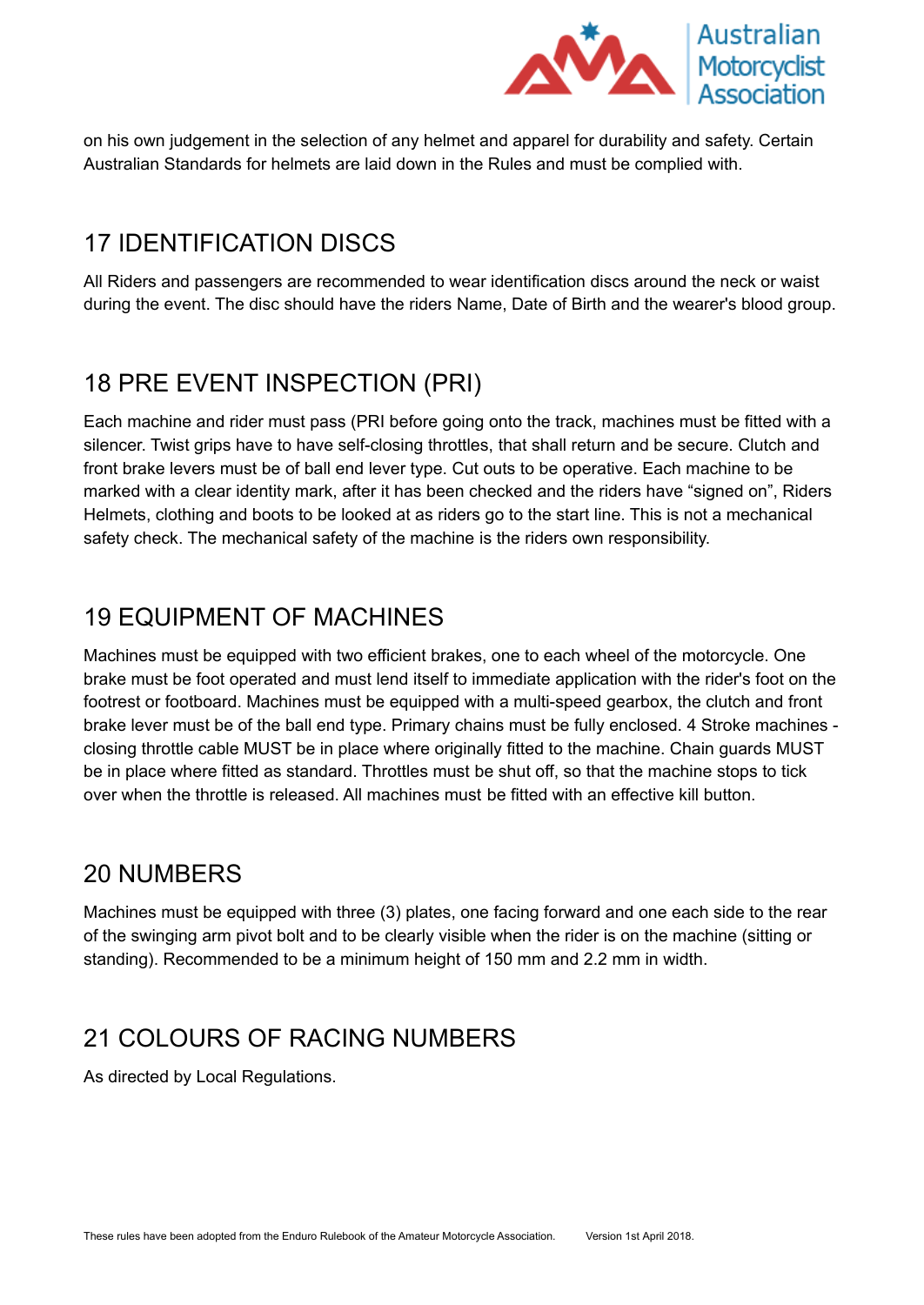on his own judgement in the selection of any helmet and apparel for durability and safety. Certain Australian Standards for helmets are laid down in the Rules and must be complied with.

## 17 IDENTIFICATION DISCS

All Riders and passengers are recommended to wear identification discs around the neck or waist during the event. The disc should have the riders Name, Date of Birth and the wearer's blood group.

## 18 PRE EVENT INSPECTION (PRI)

Each machine and rider must pass (PRI before going onto the track, machines must be fitted with a silencer. Twist grips have to have self-closing throttles, that shall return and be secure. Clutch and front brake levers must be of ball end lever type. Cut outs to be operative. Each machine to be marked with a clear identity mark, after it has been checked and the riders have "signed on", Riders Helmets, clothing and boots to be looked at as riders go to the start line. This is not a mechanical safety check. The mechanical safety of the machine is the riders own responsibility.

## 19 EQUIPMENT OF MACHINES

Machines must be equipped with two efficient brakes, one to each wheel of the motorcycle. One brake must be foot operated and must lend itself to immediate application with the rider's foot on the footrest or footboard. Machines must be equipped with a multi-speed gearbox, the clutch and front brake lever must be of the ball end type. Primary chains must be fully enclosed. 4 Stroke machines - closing throttle cable MUST be in place where originally fitted to the machine. Chain guards MUST be in place where fitted as standard. Throttles must be shut off, so that the machine stops to tick over when the throttle is released. All machines must be fitted with an effective kill button.

## 20 NUMBERS

Machines must be equipped with three (3) plates, one facing forward and one each side to the rear of the swinging arm pivot bolt and to be clearly visible when the rider is on the machine (sitting or standing). Recommended to be a minimum height of 150 mm and 2.2 mm in width.

## 21 COLOURS OF RACING NUMBERS

As directed by Local Regulations.

These rules have been adopted from the Enduro Rulebook of the Amateur Motorcycle Association. Version 1st April 2018.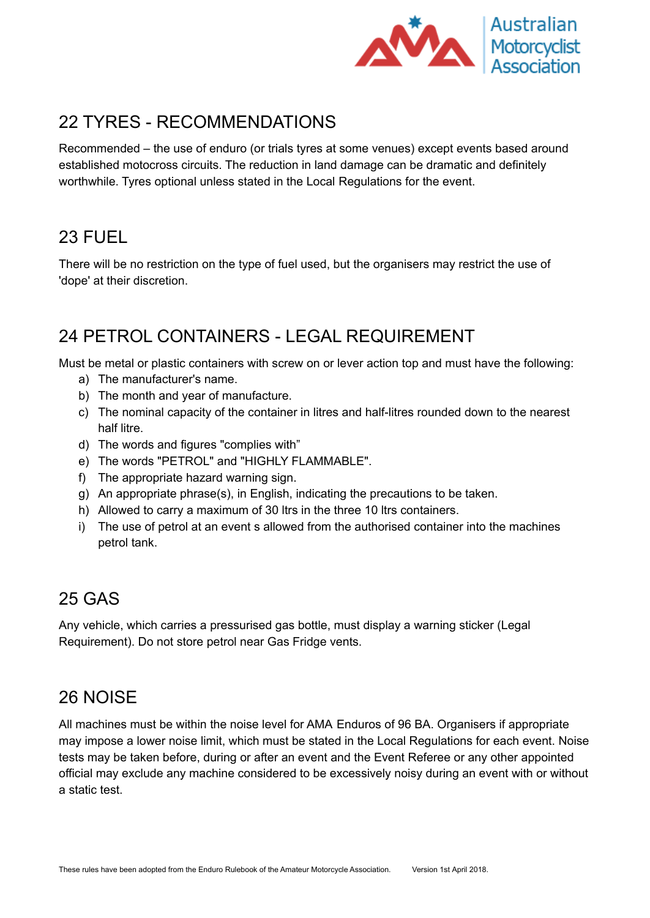## 22 TYRES - RECOMMENDATIONS

Recommended – the use of enduro (or trials tyres at some venues) except events based around established motocross circuits. The reduction in land damage can be dramatic and definitely worthwhile. Tyres optional unless stated in the Local Regulations for the event.

## 23 FUEL

There will be no restriction on the type of fuel used, but the organisers may restrict the use of 'dope' at their discretion.

## 24 PETROL CONTAINERS - LEGAL REQUIREMENT

Must be metal or plastic containers with screw on or lever action top and must have the following:

a) The manufacturer's name.
b) The month and year of manufacture.
c) The nominal capacity of the container in litres and half-litres rounded down to the nearest half litre.
d) The words and figures "complies with"
e) The words "PETROL" and "HIGHLY FLAMMABLE".
f) The appropriate hazard warning sign.
g) An appropriate phrase(s), in English, indicating the precautions to be taken.
h) Allowed to carry a maximum of 30 ltrs in the three 10 ltrs containers.
i) The use of petrol at an event s allowed from the authorised container into the machines petrol tank.

## 25 GAS

Any vehicle, which carries a pressurised gas bottle, must display a warning sticker (Legal Requirement). Do not store petrol near Gas Fridge vents.

## 26 NOISE

All machines must be within the noise level for AMA Enduros of 96 BA. Organisers if appropriate may impose a lower noise limit, which must be stated in the Local Regulations for each event. Noise tests may be taken before, during or after an event and the Event Referee or any other appointed official may exclude any machine considered to be excessively noisy during an event with or without a static test.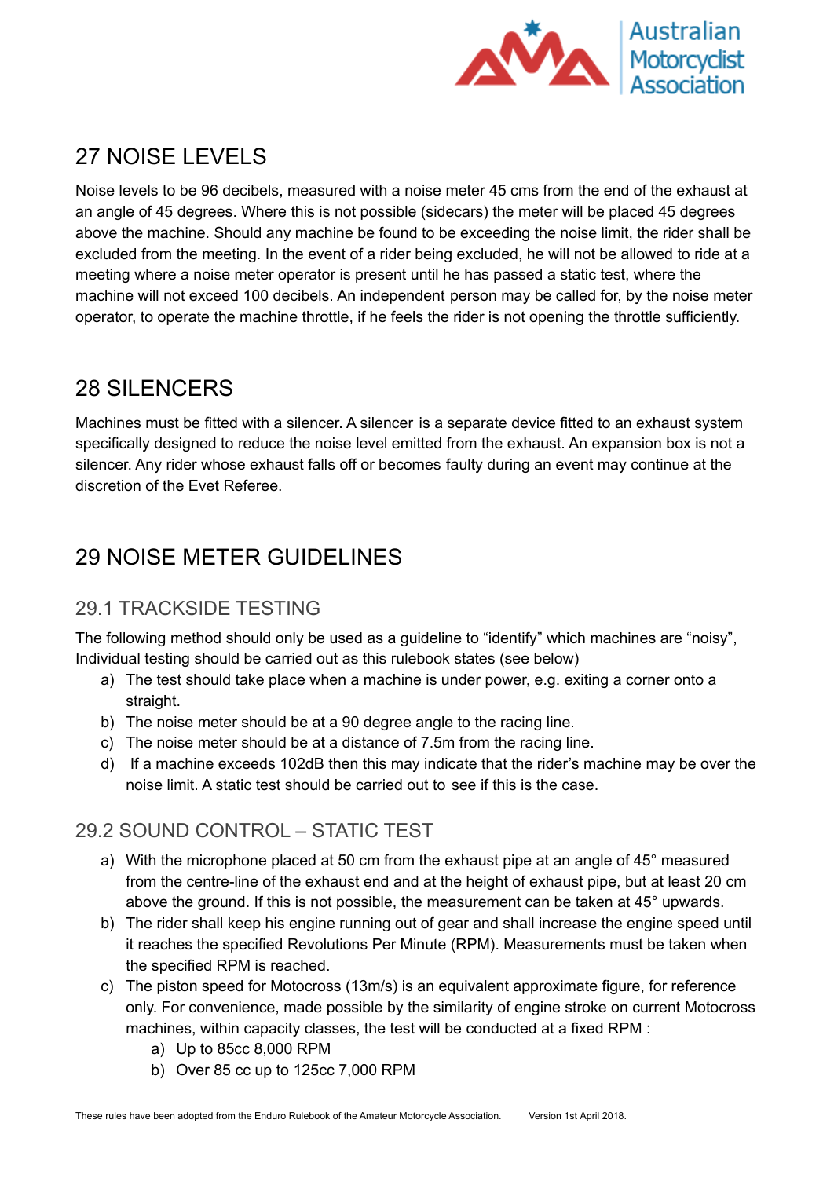# 27 NOISE LEVELS

Noise levels to be 96 decibels, measured with a noise meter 45 cms from the end of the exhaust at an angle of 45 degrees. Where this is not possible (sidecars) the meter will be placed 45 degrees above the machine. Should any machine be found to be exceeding the noise limit, the rider shall be excluded from the meeting. In the event of a rider being excluded, he will not be allowed to ride at a meeting where a noise meter operator is present until he has passed a static test, where the machine will not exceed 100 decibels. An independent person may be called for, by the noise meter operator, to operate the machine throttle, if he feels the rider is not opening the throttle sufficiently.

# 28 SILENCERS

Machines must be fitted with a silencer. A silencer is a separate device fitted to an exhaust system specifically designed to reduce the noise level emitted from the exhaust. An expansion box is not a silencer. Any rider whose exhaust falls off or becomes faulty during an event may continue at the discretion of the Evet Referee.

# 29 NOISE METER GUIDELINES

## 29.1 TRACKSIDE TESTING

The following method should only be used as a guideline to "identify" which machines are "noisy", Individual testing should be carried out as this rulebook states (see below)

a) The test should take place when a machine is under power, e.g. exiting a corner onto a straight.
b) The noise meter should be at a 90 degree angle to the racing line.
c) The noise meter should be at a distance of 7.5m from the racing line.
d) If a machine exceeds 102dB then this may indicate that the rider's machine may be over the noise limit. A static test should be carried out to see if this is the case.

## 29.2 SOUND CONTROL – STATIC TEST

a) With the microphone placed at 50 cm from the exhaust pipe at an angle of 45° measured from the centre-line of the exhaust end and at the height of exhaust pipe, but at least 20 cm above the ground. If this is not possible, the measurement can be taken at 45° upwards.
b) The rider shall keep his engine running out of gear and shall increase the engine speed until it reaches the specified Revolutions Per Minute (RPM). Measurements must be taken when the specified RPM is reached.
c) The piston speed for Motocross (13m/s) is an equivalent approximate figure, for reference only. For convenience, made possible by the similarity of engine stroke on current Motocross machines, within capacity classes, the test will be conducted at a fixed RPM :
    a) Up to 85cc 8,000 RPM
    b) Over 85 cc up to 125cc 7,000 RPM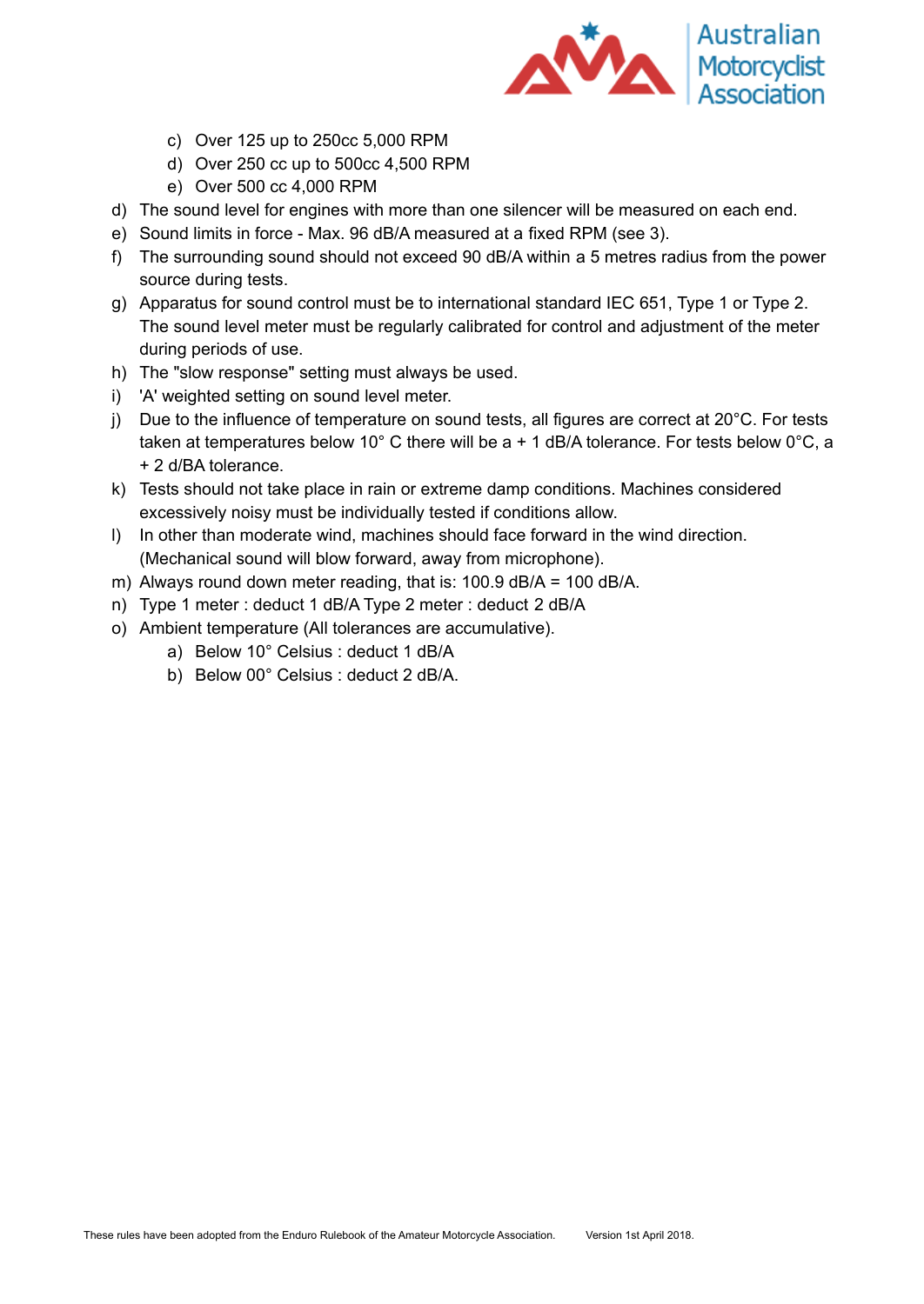c) Over 125 up to 250cc 5,000 RPM
   d) Over 250 cc up to 500cc 4,500 RPM
   e) Over 500 cc 4,000 RPM

d) The sound level for engines with more than one silencer will be measured on each end.
e) Sound limits in force - Max. 96 dB/A measured at a fixed RPM (see 3).
f) The surrounding sound should not exceed 90 dB/A within a 5 metres radius from the power source during tests.
g) Apparatus for sound control must be to international standard IEC 651, Type 1 or Type 2. The sound level meter must be regularly calibrated for control and adjustment of the meter during periods of use.
h) The "slow response" setting must always be used.
i) 'A' weighted setting on sound level meter.
j) Due to the influence of temperature on sound tests, all figures are correct at 20°C. For tests taken at temperatures below 10° C there will be a + 1 dB/A tolerance. For tests below 0°C, a + 2 d/BA tolerance.
k) Tests should not take place in rain or extreme damp conditions. Machines considered excessively noisy must be individually tested if conditions allow.
l) In other than moderate wind, machines should face forward in the wind direction. (Mechanical sound will blow forward, away from microphone).
m) Always round down meter reading, that is: 100.9 dB/A = 100 dB/A.
n) Type 1 meter : deduct 1 dB/A Type 2 meter : deduct 2 dB/A
o) Ambient temperature (All tolerances are accumulative).
   a) Below 10° Celsius : deduct 1 dB/A
   b) Below 00° Celsius : deduct 2 dB/A.

These rules have been adopted from the Enduro Rulebook of the Amateur Motorcycle Association. Version 1st April 2018.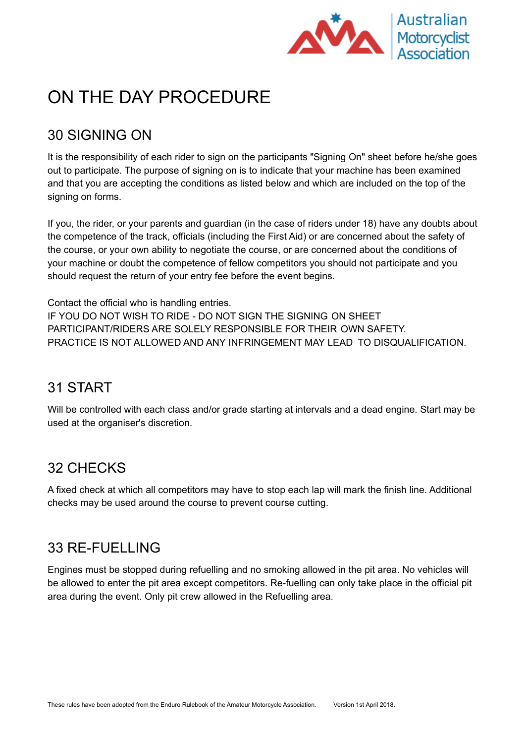# ON THE DAY PROCEDURE

## 30 SIGNING ON

It is the responsibility of each rider to sign on the participants "Signing On" sheet before he/she goes out to participate. The purpose of signing on is to indicate that your machine has been examined and that you are accepting the conditions as listed below and which are included on the top of the signing on forms.

If you, the rider, or your parents and guardian (in the case of riders under 18) have any doubts about the competence of the track, officials (including the First Aid) or are concerned about the safety of the course, or your own ability to negotiate the course, or are concerned about the conditions of your machine or doubt the competence of fellow competitors you should not participate and you should request the return of your entry fee before the event begins.

Contact the official who is handling entries.
IF YOU DO NOT WISH TO RIDE - DO NOT SIGN THE SIGNING ON SHEET
PARTICIPANT/RIDERS ARE SOLELY RESPONSIBLE FOR THEIR OWN SAFETY.
PRACTICE IS NOT ALLOWED AND ANY INFRINGEMENT MAY LEAD TO DISQUALIFICATION.

## 31 START

Will be controlled with each class and/or grade starting at intervals and a dead engine. Start may be used at the organiser's discretion.

## 32 CHECKS

A fixed check at which all competitors may have to stop each lap will mark the finish line. Additional checks may be used around the course to prevent course cutting.

## 33 RE-FUELLING

Engines must be stopped during refuelling and no smoking allowed in the pit area. No vehicles will be allowed to enter the pit area except competitors. Re-fuelling can only take place in the official pit area during the event. Only pit crew allowed in the Refuelling area.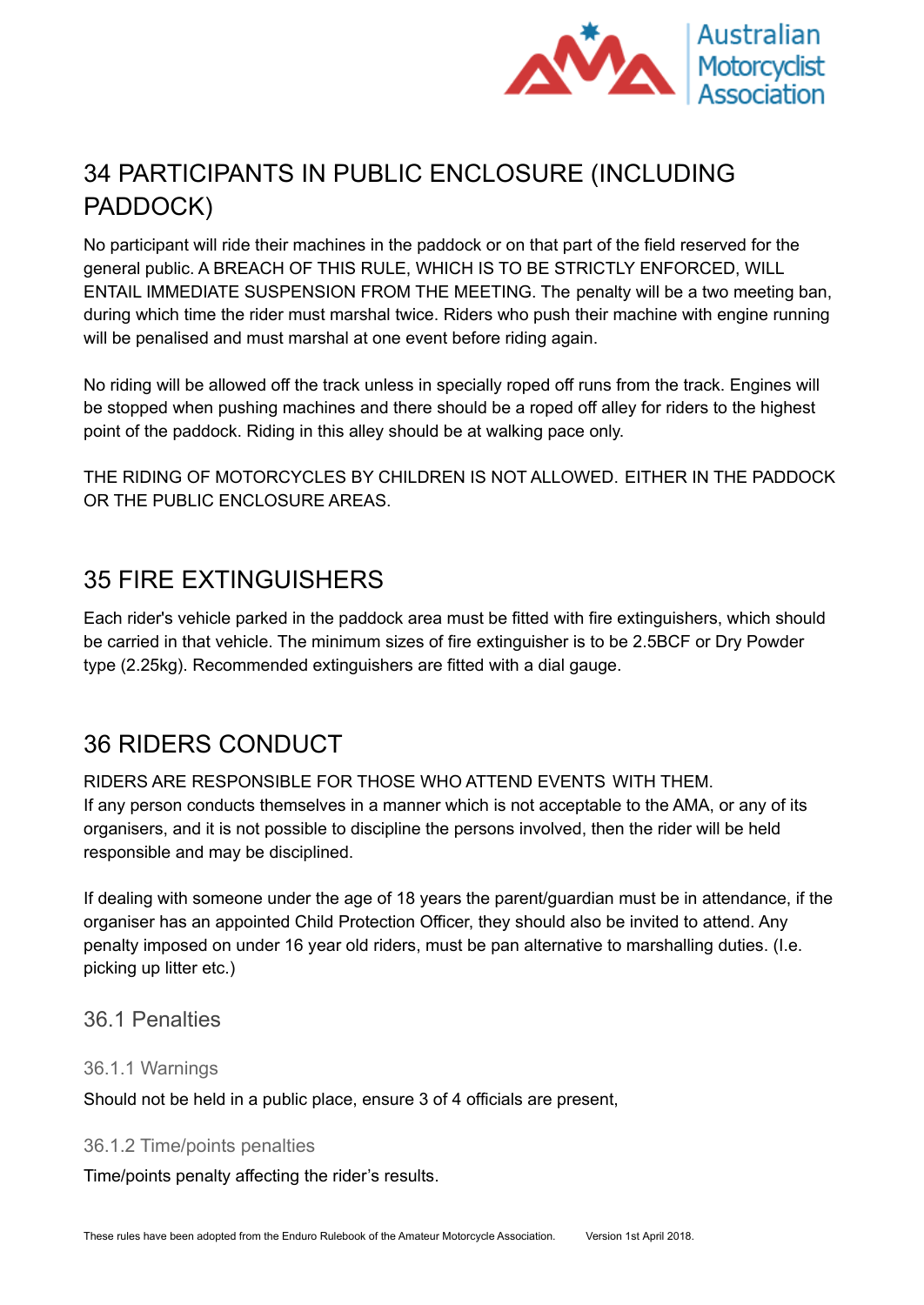# 34 PARTICIPANTS IN PUBLIC ENCLOSURE (INCLUDING PADDOCK)

No participant will ride their machines in the paddock or on that part of the field reserved for the general public. A BREACH OF THIS RULE, WHICH IS TO BE STRICTLY ENFORCED, WILL ENTAIL IMMEDIATE SUSPENSION FROM THE MEETING. The penalty will be a two meeting ban, during which time the rider must marshal twice. Riders who push their machine with engine running will be penalised and must marshal at one event before riding again.

No riding will be allowed off the track unless in specially roped off runs from the track. Engines will be stopped when pushing machines and there should be a roped off alley for riders to the highest point of the paddock. Riding in this alley should be at walking pace only.

THE RIDING OF MOTORCYCLES BY CHILDREN IS NOT ALLOWED. EITHER IN THE PADDOCK OR THE PUBLIC ENCLOSURE AREAS.

# 35 FIRE EXTINGUISHERS

Each rider's vehicle parked in the paddock area must be fitted with fire extinguishers, which should be carried in that vehicle. The minimum sizes of fire extinguisher is to be 2.5BCF or Dry Powder type (2.25kg). Recommended extinguishers are fitted with a dial gauge.

# 36 RIDERS CONDUCT

RIDERS ARE RESPONSIBLE FOR THOSE WHO ATTEND EVENTS WITH THEM.
If any person conducts themselves in a manner which is not acceptable to the AMA, or any of its organisers, and it is not possible to discipline the persons involved, then the rider will be held responsible and may be disciplined.

If dealing with someone under the age of 18 years the parent/guardian must be in attendance, if the organiser has an appointed Child Protection Officer, they should also be invited to attend. Any penalty imposed on under 16 year old riders, must be pan alternative to marshalling duties. (I.e. picking up litter etc.)

## 36.1 Penalties

### 36.1.1 Warnings

Should not be held in a public place, ensure 3 of 4 officials are present,

### 36.1.2 Time/points penalties

Time/points penalty affecting the rider's results.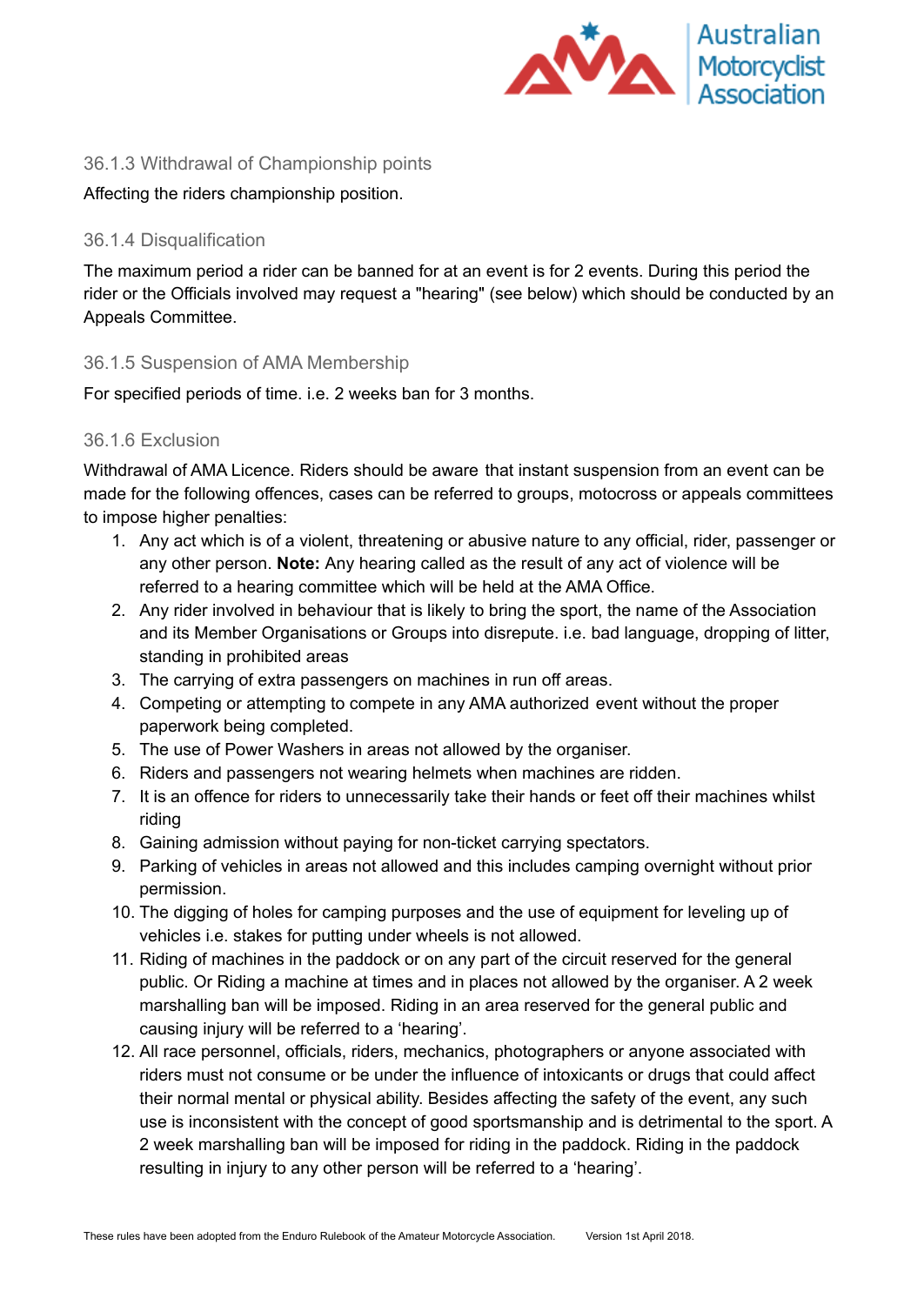### 36.1.3 Withdrawal of Championship points

Affecting the riders championship position.

### 36.1.4 Disqualification

The maximum period a rider can be banned for at an event is for 2 events. During this period the rider or the Officials involved may request a "hearing" (see below) which should be conducted by an Appeals Committee.

### 36.1.5 Suspension of AMA Membership

For specified periods of time. i.e. 2 weeks ban for 3 months.

### 36.1.6 Exclusion

Withdrawal of AMA Licence. Riders should be aware that instant suspension from an event can be made for the following offences, cases can be referred to groups, motocross or appeals committees to impose higher penalties:

1. Any act which is of a violent, threatening or abusive nature to any official, rider, passenger or any other person. **Note:** Any hearing called as the result of any act of violence will be referred to a hearing committee which will be held at the AMA Office.
2. Any rider involved in behaviour that is likely to bring the sport, the name of the Association and its Member Organisations or Groups into disrepute. i.e. bad language, dropping of litter, standing in prohibited areas
3. The carrying of extra passengers on machines in run off areas.
4. Competing or attempting to compete in any AMA authorized event without the proper paperwork being completed.
5. The use of Power Washers in areas not allowed by the organiser.
6. Riders and passengers not wearing helmets when machines are ridden.
7. It is an offence for riders to unnecessarily take their hands or feet off their machines whilst riding
8. Gaining admission without paying for non-ticket carrying spectators.
9. Parking of vehicles in areas not allowed and this includes camping overnight without prior permission.
10. The digging of holes for camping purposes and the use of equipment for leveling up of vehicles i.e. stakes for putting under wheels is not allowed.
11. Riding of machines in the paddock or on any part of the circuit reserved for the general public. Or Riding a machine at times and in places not allowed by the organiser. A 2 week marshalling ban will be imposed. Riding in an area reserved for the general public and causing injury will be referred to a 'hearing'.
12. All race personnel, officials, riders, mechanics, photographers or anyone associated with riders must not consume or be under the influence of intoxicants or drugs that could affect their normal mental or physical ability. Besides affecting the safety of the event, any such use is inconsistent with the concept of good sportsmanship and is detrimental to the sport. A 2 week marshalling ban will be imposed for riding in the paddock. Riding in the paddock resulting in injury to any other person will be referred to a 'hearing'.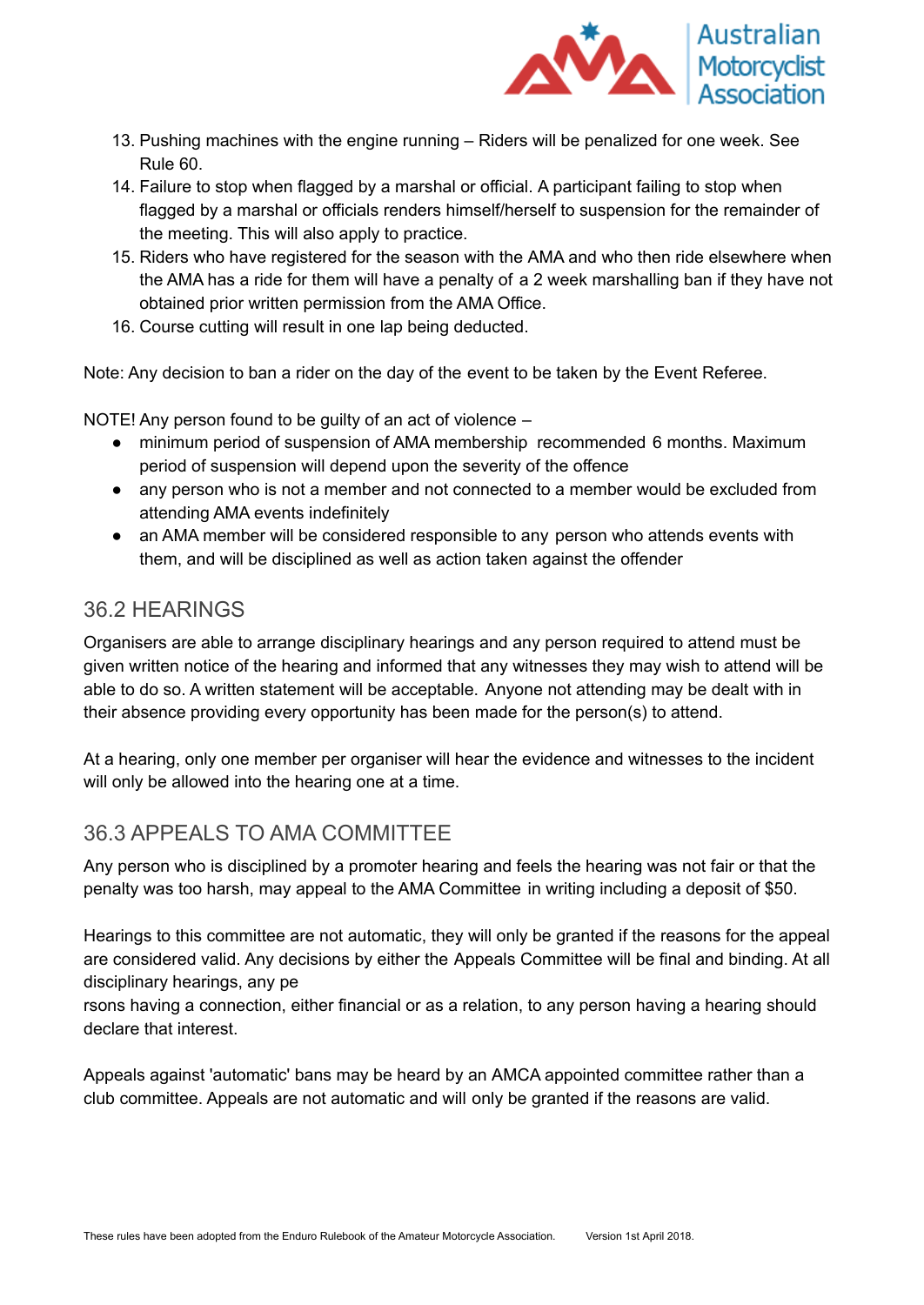13. Pushing machines with the engine running – Riders will be penalized for one week. See Rule 60.
14. Failure to stop when flagged by a marshal or official. A participant failing to stop when flagged by a marshal or officials renders himself/herself to suspension for the remainder of the meeting. This will also apply to practice.
15. Riders who have registered for the season with the AMA and who then ride elsewhere when the AMA has a ride for them will have a penalty of a 2 week marshalling ban if they have not obtained prior written permission from the AMA Office.
16. Course cutting will result in one lap being deducted.

Note: Any decision to ban a rider on the day of the event to be taken by the Event Referee.

NOTE! Any person found to be guilty of an act of violence –

- minimum period of suspension of AMA membership recommended 6 months. Maximum period of suspension will depend upon the severity of the offence
- any person who is not a member and not connected to a member would be excluded from attending AMA events indefinitely
- an AMA member will be considered responsible to any person who attends events with them, and will be disciplined as well as action taken against the offender

## 36.2 HEARINGS

Organisers are able to arrange disciplinary hearings and any person required to attend must be given written notice of the hearing and informed that any witnesses they may wish to attend will be able to do so. A written statement will be acceptable. Anyone not attending may be dealt with in their absence providing every opportunity has been made for the person(s) to attend.

At a hearing, only one member per organiser will hear the evidence and witnesses to the incident will only be allowed into the hearing one at a time.

## 36.3 APPEALS TO AMA COMMITTEE

Any person who is disciplined by a promoter hearing and feels the hearing was not fair or that the penalty was too harsh, may appeal to the AMA Committee in writing including a deposit of $50.

Hearings to this committee are not automatic, they will only be granted if the reasons for the appeal are considered valid. Any decisions by either the Appeals Committee will be final and binding. At all disciplinary hearings, any pe
rsons having a connection, either financial or as a relation, to any person having a hearing should declare that interest.

Appeals against 'automatic' bans may be heard by an AMCA appointed committee rather than a club committee. Appeals are not automatic and will only be granted if the reasons are valid.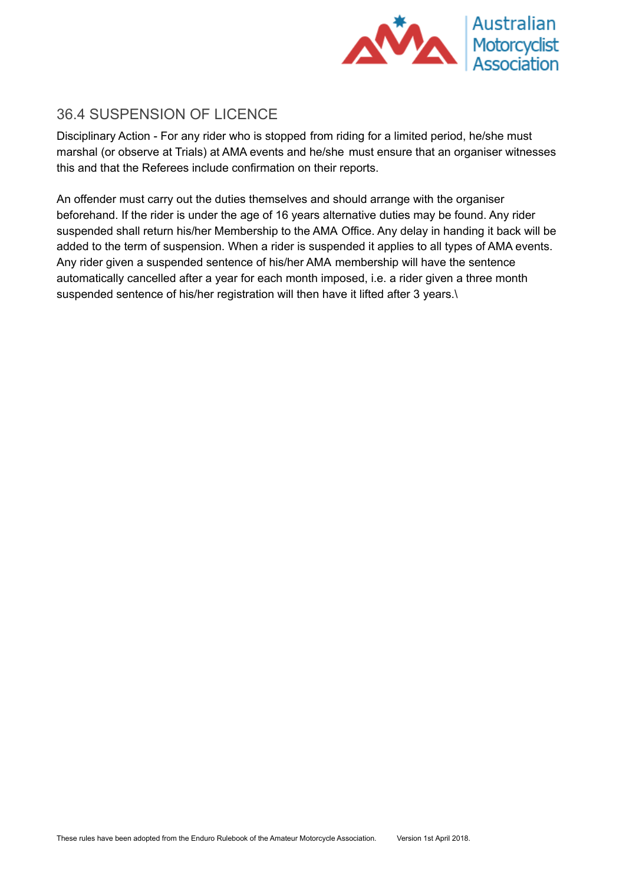## 36.4 SUSPENSION OF LICENCE

Disciplinary Action - For any rider who is stopped from riding for a limited period, he/she must marshal (or observe at Trials) at AMA events and he/she must ensure that an organiser witnesses this and that the Referees include confirmation on their reports.

An offender must carry out the duties themselves and should arrange with the organiser beforehand. If the rider is under the age of 16 years alternative duties may be found. Any rider suspended shall return his/her Membership to the AMA Office. Any delay in handing it back will be added to the term of suspension. When a rider is suspended it applies to all types of AMA events. Any rider given a suspended sentence of his/her AMA membership will have the sentence automatically cancelled after a year for each month imposed, i.e. a rider given a three month suspended sentence of his/her registration will then have it lifted after 3 years.\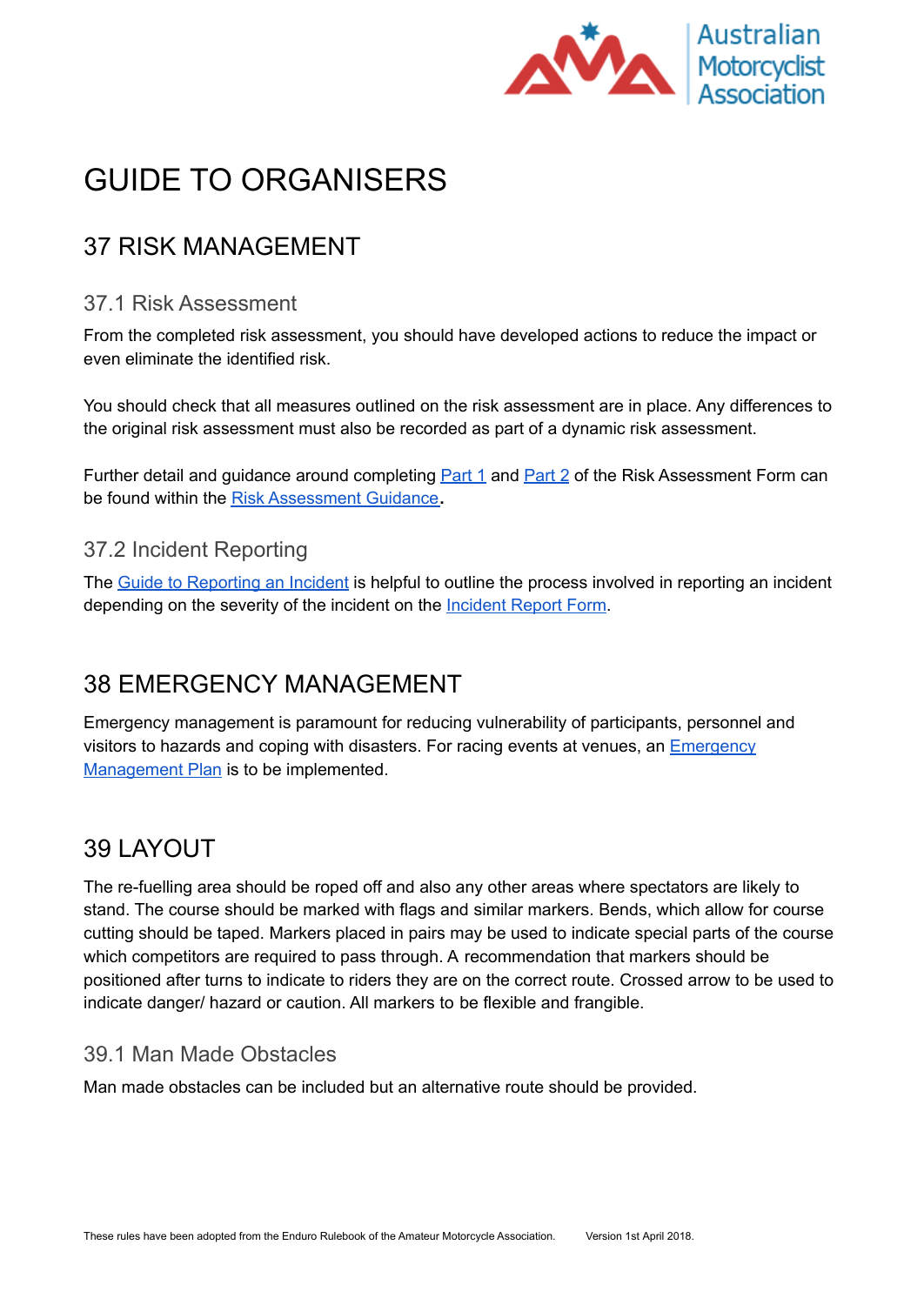# GUIDE TO ORGANISERS

## 37 RISK MANAGEMENT

### 37.1 Risk Assessment

From the completed risk assessment, you should have developed actions to reduce the impact or even eliminate the identified risk.

You should check that all measures outlined on the risk assessment are in place. Any differences to the original risk assessment must also be recorded as part of a dynamic risk assessment.

Further detail and guidance around completing Part 1 and Part 2 of the Risk Assessment Form can be found within the Risk Assessment Guidance.

### 37.2 Incident Reporting

The Guide to Reporting an Incident is helpful to outline the process involved in reporting an incident depending on the severity of the incident on the Incident Report Form.

## 38 EMERGENCY MANAGEMENT

Emergency management is paramount for reducing vulnerability of participants, personnel and visitors to hazards and coping with disasters. For racing events at venues, an Emergency Management Plan is to be implemented.

## 39 LAYOUT

The re-fuelling area should be roped off and also any other areas where spectators are likely to stand. The course should be marked with flags and similar markers. Bends, which allow for course cutting should be taped. Markers placed in pairs may be used to indicate special parts of the course which competitors are required to pass through. A recommendation that markers should be positioned after turns to indicate to riders they are on the correct route. Crossed arrow to be used to indicate danger/ hazard or caution. All markers to be flexible and frangible.

### 39.1 Man Made Obstacles

Man made obstacles can be included but an alternative route should be provided.

These rules have been adopted from the Enduro Rulebook of the Amateur Motorcycle Association. Version 1st April 2018.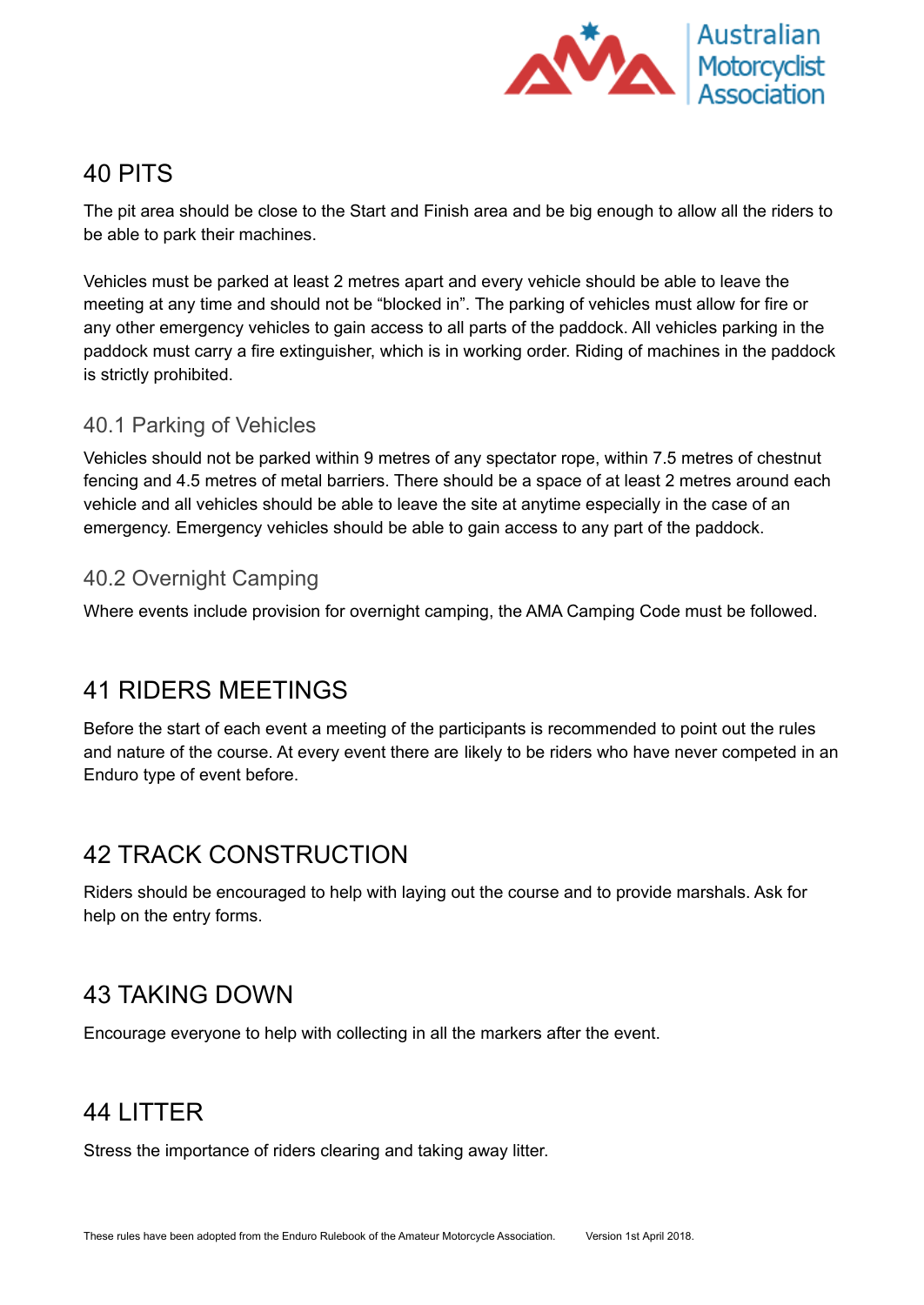# 40 PITS

The pit area should be close to the Start and Finish area and be big enough to allow all the riders to be able to park their machines.

Vehicles must be parked at least 2 metres apart and every vehicle should be able to leave the meeting at any time and should not be “blocked in”. The parking of vehicles must allow for fire or any other emergency vehicles to gain access to all parts of the paddock. All vehicles parking in the paddock must carry a fire extinguisher, which is in working order. Riding of machines in the paddock is strictly prohibited.

## 40.1 Parking of Vehicles

Vehicles should not be parked within 9 metres of any spectator rope, within 7.5 metres of chestnut fencing and 4.5 metres of metal barriers. There should be a space of at least 2 metres around each vehicle and all vehicles should be able to leave the site at anytime especially in the case of an emergency. Emergency vehicles should be able to gain access to any part of the paddock.

## 40.2 Overnight Camping

Where events include provision for overnight camping, the AMA Camping Code must be followed.

# 41 RIDERS MEETINGS

Before the start of each event a meeting of the participants is recommended to point out the rules and nature of the course. At every event there are likely to be riders who have never competed in an Enduro type of event before.

# 42 TRACK CONSTRUCTION

Riders should be encouraged to help with laying out the course and to provide marshals. Ask for help on the entry forms.

# 43 TAKING DOWN

Encourage everyone to help with collecting in all the markers after the event.

# 44 LITTER

Stress the importance of riders clearing and taking away litter.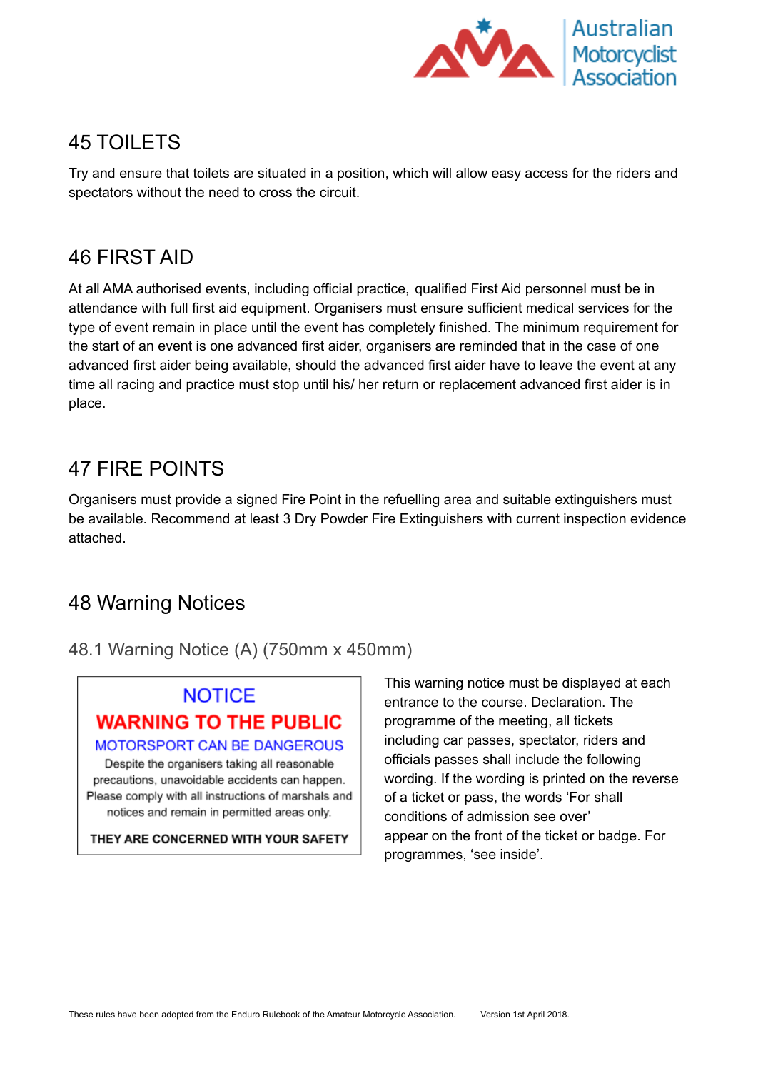## 45 TOILETS

Try and ensure that toilets are situated in a position, which will allow easy access for the riders and spectators without the need to cross the circuit.

## 46 FIRST AID

At all AMA authorised events, including official practice, qualified First Aid personnel must be in attendance with full first aid equipment. Organisers must ensure sufficient medical services for the type of event remain in place until the event has completely finished. The minimum requirement for the start of an event is one advanced first aider, organisers are reminded that in the case of one advanced first aider being available, should the advanced first aider have to leave the event at any time all racing and practice must stop until his/ her return or replacement advanced first aider is in place.

## 47 FIRE POINTS

Organisers must provide a signed Fire Point in the refuelling area and suitable extinguishers must be available. Recommend at least 3 Dry Powder Fire Extinguishers with current inspection evidence attached.

## 48 Warning Notices

### 48.1 Warning Notice (A) (750mm x 450mm)

NOTICE

**WARNING TO THE PUBLIC**

MOTORSPORT CAN BE DANGEROUS

Despite the organisers taking all reasonable precautions, unavoidable accidents can happen. Please comply with all instructions of marshals and notices and remain in permitted areas only.

**THEY ARE CONCERNED WITH YOUR SAFETY**

This warning notice must be displayed at each entrance to the course. Declaration. The programme of the meeting, all tickets including car passes, spectator, riders and officials passes shall include the following wording. If the wording is printed on the reverse of a ticket or pass, the words 'For shall conditions of admission see over' appear on the front of the ticket or badge. For programmes, 'see inside'.

These rules have been adopted from the Enduro Rulebook of the Amateur Motorcycle Association. Version 1st April 2018.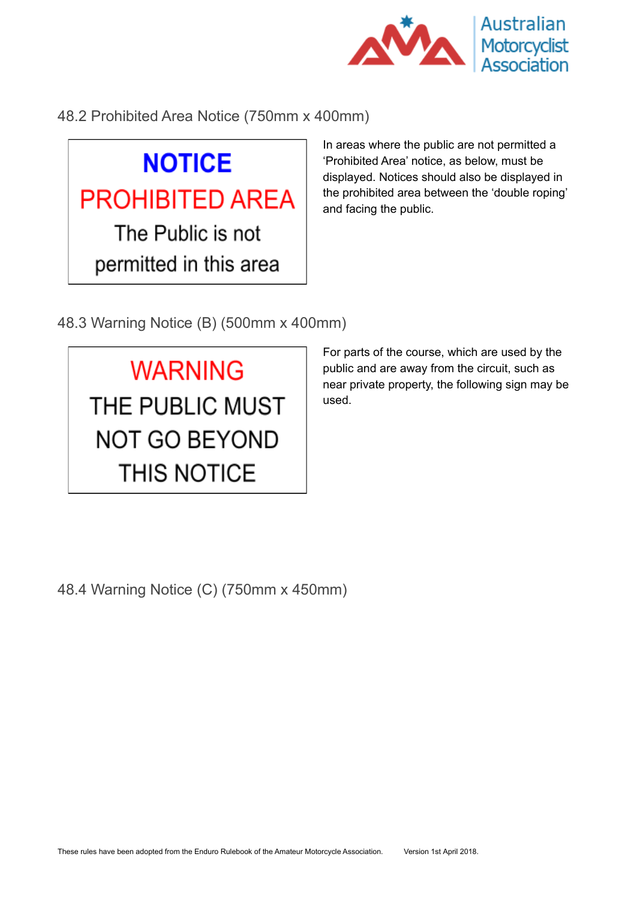## 48.2 Prohibited Area Notice (750mm x 400mm)

**NOTICE**

**PROHIBITED AREA**

The Public is not permitted in this area

In areas where the public are not permitted a 'Prohibited Area' notice, as below, must be displayed. Notices should also be displayed in the prohibited area between the 'double roping' and facing the public.

## 48.3 Warning Notice (B) (500mm x 400mm)

**WARNING**

THE PUBLIC MUST NOT GO BEYOND THIS NOTICE

For parts of the course, which are used by the public and are away from the circuit, such as near private property, the following sign may be used.

## 48.4 Warning Notice (C) (750mm x 450mm)

These rules have been adopted from the Enduro Rulebook of the Amateur Motorcycle Association. Version 1st April 2018.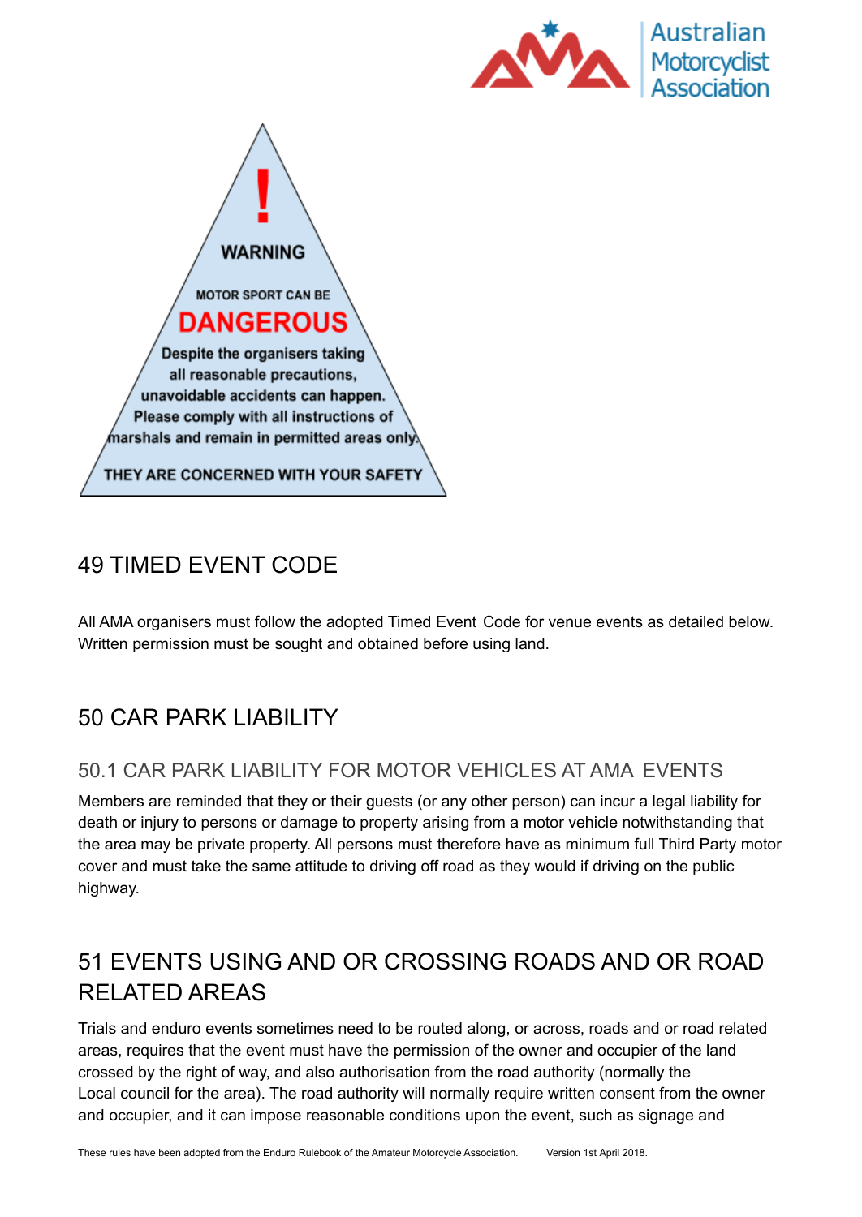WARNING

MOTOR SPORT CAN BE

DANGEROUS

Despite the organisers taking all reasonable precautions, unavoidable accidents can happen. Please comply with all instructions of marshals and remain in permitted areas only.

THEY ARE CONCERNED WITH YOUR SAFETY

# 49 TIMED EVENT CODE

All AMA organisers must follow the adopted Timed Event Code for venue events as detailed below. Written permission must be sought and obtained before using land.

# 50 CAR PARK LIABILITY

## 50.1 CAR PARK LIABILITY FOR MOTOR VEHICLES AT AMA EVENTS

Members are reminded that they or their guests (or any other person) can incur a legal liability for death or injury to persons or damage to property arising from a motor vehicle notwithstanding that the area may be private property. All persons must therefore have as minimum full Third Party motor cover and must take the same attitude to driving off road as they would if driving on the public highway.

# 51 EVENTS USING AND OR CROSSING ROADS AND OR ROAD RELATED AREAS

Trials and enduro events sometimes need to be routed along, or across, roads and or road related areas, requires that the event must have the permission of the owner and occupier of the land crossed by the right of way, and also authorisation from the road authority (normally the Local council for the area). The road authority will normally require written consent from the owner and occupier, and it can impose reasonable conditions upon the event, such as signage and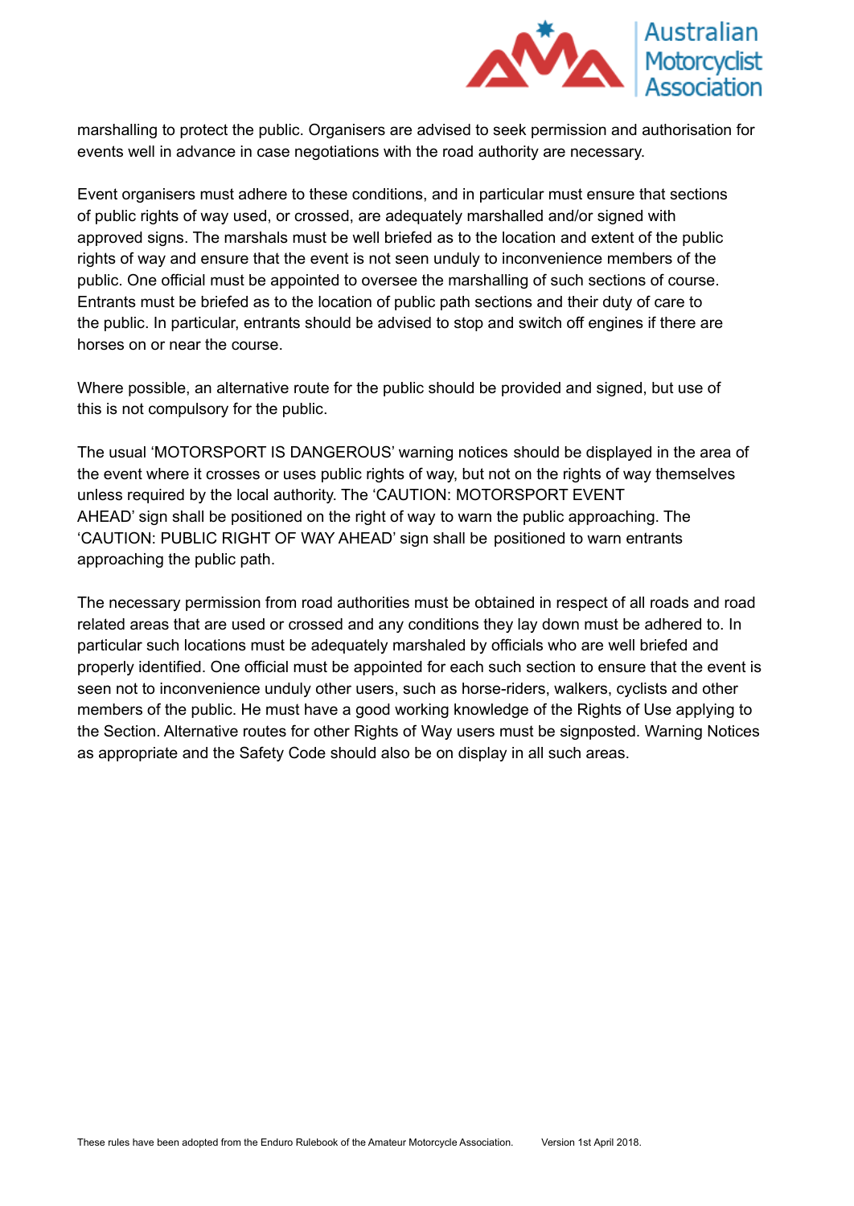marshalling to protect the public. Organisers are advised to seek permission and authorisation for events well in advance in case negotiations with the road authority are necessary.

Event organisers must adhere to these conditions, and in particular must ensure that sections of public rights of way used, or crossed, are adequately marshalled and/or signed with approved signs. The marshals must be well briefed as to the location and extent of the public rights of way and ensure that the event is not seen unduly to inconvenience members of the public. One official must be appointed to oversee the marshalling of such sections of course. Entrants must be briefed as to the location of public path sections and their duty of care to the public. In particular, entrants should be advised to stop and switch off engines if there are horses on or near the course.

Where possible, an alternative route for the public should be provided and signed, but use of this is not compulsory for the public.

The usual 'MOTORSPORT IS DANGEROUS' warning notices should be displayed in the area of the event where it crosses or uses public rights of way, but not on the rights of way themselves unless required by the local authority. The 'CAUTION: MOTORSPORT EVENT AHEAD' sign shall be positioned on the right of way to warn the public approaching. The 'CAUTION: PUBLIC RIGHT OF WAY AHEAD' sign shall be positioned to warn entrants approaching the public path.

The necessary permission from road authorities must be obtained in respect of all roads and road related areas that are used or crossed and any conditions they lay down must be adhered to. In particular such locations must be adequately marshaled by officials who are well briefed and properly identified. One official must be appointed for each such section to ensure that the event is seen not to inconvenience unduly other users, such as horse-riders, walkers, cyclists and other members of the public. He must have a good working knowledge of the Rights of Use applying to the Section. Alternative routes for other Rights of Way users must be signposted. Warning Notices as appropriate and the Safety Code should also be on display in all such areas.